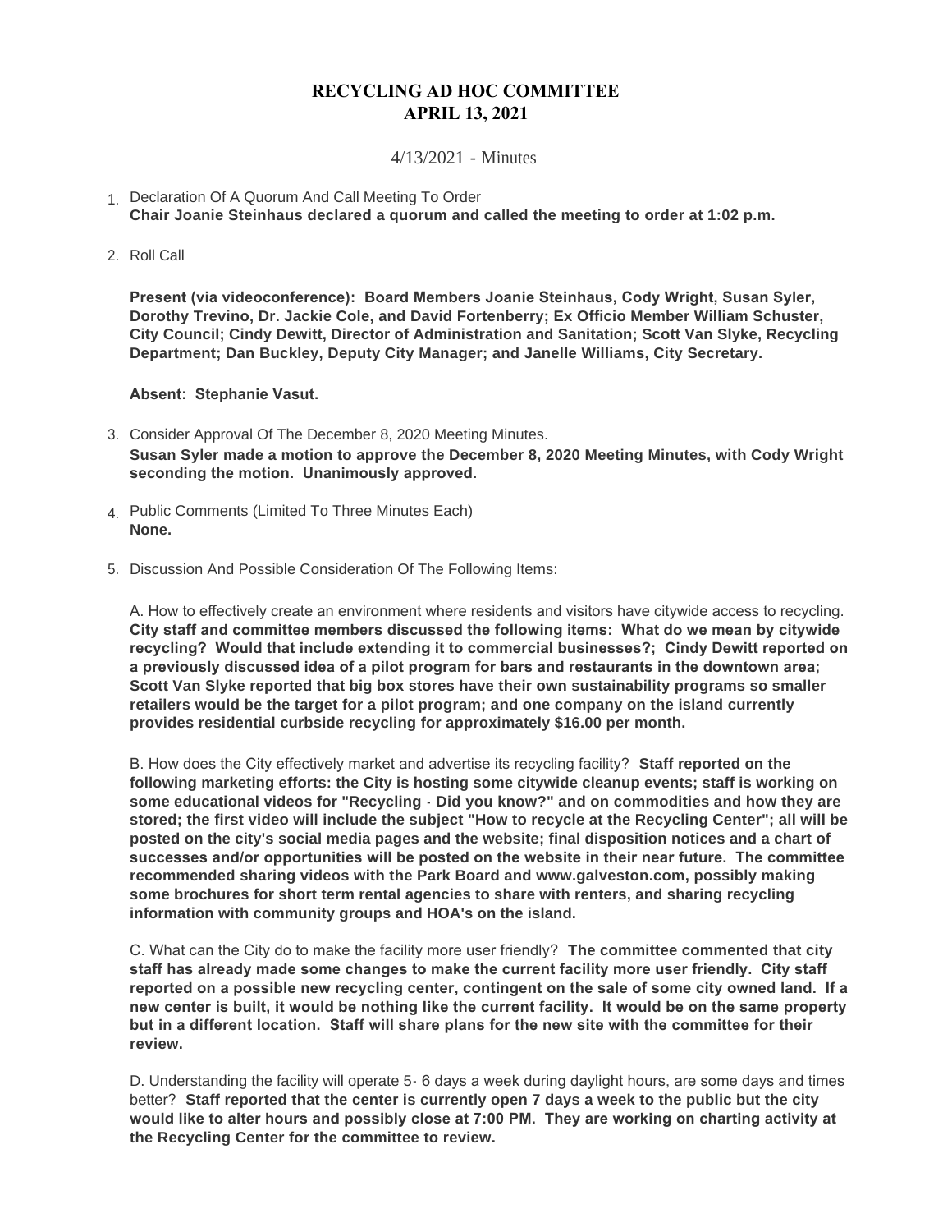# RECYCLING AD HOC COMMITTEE
# APRIL 13, 2021

4/13/2021 - Minutes

1. Declaration Of A Quorum And Call Meeting To Order
   **Chair Joanie Steinhaus declared a quorum and called the meeting to order at 1:02 p.m.**

2. Roll Call

   **Present (via videoconference): Board Members Joanie Steinhaus, Cody Wright, Susan Syler, Dorothy Trevino, Dr. Jackie Cole, and David Fortenberry; Ex Officio Member William Schuster, City Council; Cindy Dewitt, Director of Administration and Sanitation; Scott Van Slyke, Recycling Department; Dan Buckley, Deputy City Manager; and Janelle Williams, City Secretary.**

   **Absent: Stephanie Vasut.**

3. Consider Approval Of The December 8, 2020 Meeting Minutes.
   **Susan Syler made a motion to approve the December 8, 2020 Meeting Minutes, with Cody Wright seconding the motion. Unanimously approved.**

4. Public Comments (Limited To Three Minutes Each)
   **None.**

5. Discussion And Possible Consideration Of The Following Items:

   A. How to effectively create an environment where residents and visitors have citywide access to recycling. **City staff and committee members discussed the following items: What do we mean by citywide recycling? Would that include extending it to commercial businesses?; Cindy Dewitt reported on a previously discussed idea of a pilot program for bars and restaurants in the downtown area; Scott Van Slyke reported that big box stores have their own sustainability programs so smaller retailers would be the target for a pilot program; and one company on the island currently provides residential curbside recycling for approximately $16.00 per month.**

   B. How does the City effectively market and advertise its recycling facility? **Staff reported on the following marketing efforts: the City is hosting some citywide cleanup events; staff is working on some educational videos for "Recycling - Did you know?" and on commodities and how they are stored; the first video will include the subject "How to recycle at the Recycling Center"; all will be posted on the city's social media pages and the website; final disposition notices and a chart of successes and/or opportunities will be posted on the website in their near future. The committee recommended sharing videos with the Park Board and www.galveston.com, possibly making some brochures for short term rental agencies to share with renters, and sharing recycling information with community groups and HOA's on the island.**

   C. What can the City do to make the facility more user friendly? **The committee commented that city staff has already made some changes to make the current facility more user friendly. City staff reported on a possible new recycling center, contingent on the sale of some city owned land. If a new center is built, it would be nothing like the current facility. It would be on the same property but in a different location. Staff will share plans for the new site with the committee for their review.**

   D. Understanding the facility will operate 5- 6 days a week during daylight hours, are some days and times better? **Staff reported that the center is currently open 7 days a week to the public but the city would like to alter hours and possibly close at 7:00 PM. They are working on charting activity at the Recycling Center for the committee to review.**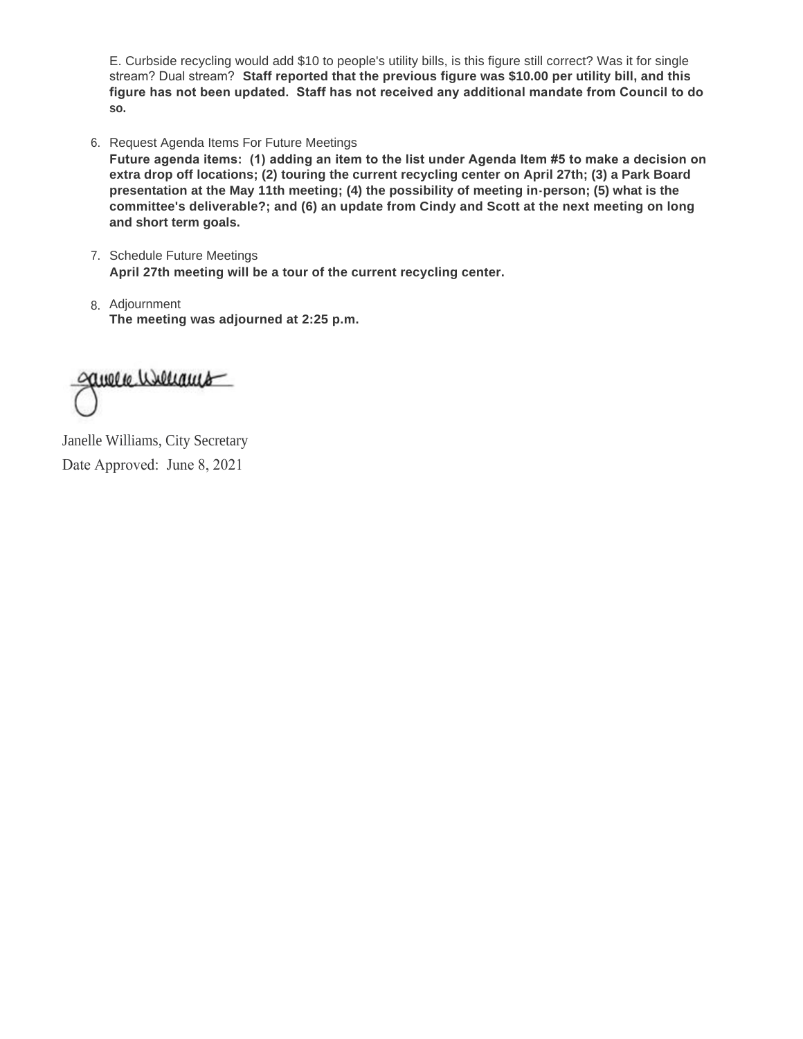E. Curbside recycling would add $10 to people's utility bills, is this figure still correct? Was it for single stream? Dual stream? **Staff reported that the previous figure was $10.00 per utility bill, and this figure has not been updated. Staff has not received any additional mandate from Council to do so.**

6. Request Agenda Items For Future Meetings
   **Future agenda items: (1) adding an item to the list under Agenda Item #5 to make a decision on extra drop off locations; (2) touring the current recycling center on April 27th; (3) a Park Board presentation at the May 11th meeting; (4) the possibility of meeting in-person; (5) what is the committee's deliverable?; and (6) an update from Cindy and Scott at the next meeting on long and short term goals.**

7. Schedule Future Meetings
   **April 27th meeting will be a tour of the current recycling center.**

8. Adjournment
   **The meeting was adjourned at 2:25 p.m.**

Janelle Williams, City Secretary

Date Approved: June 8, 2021